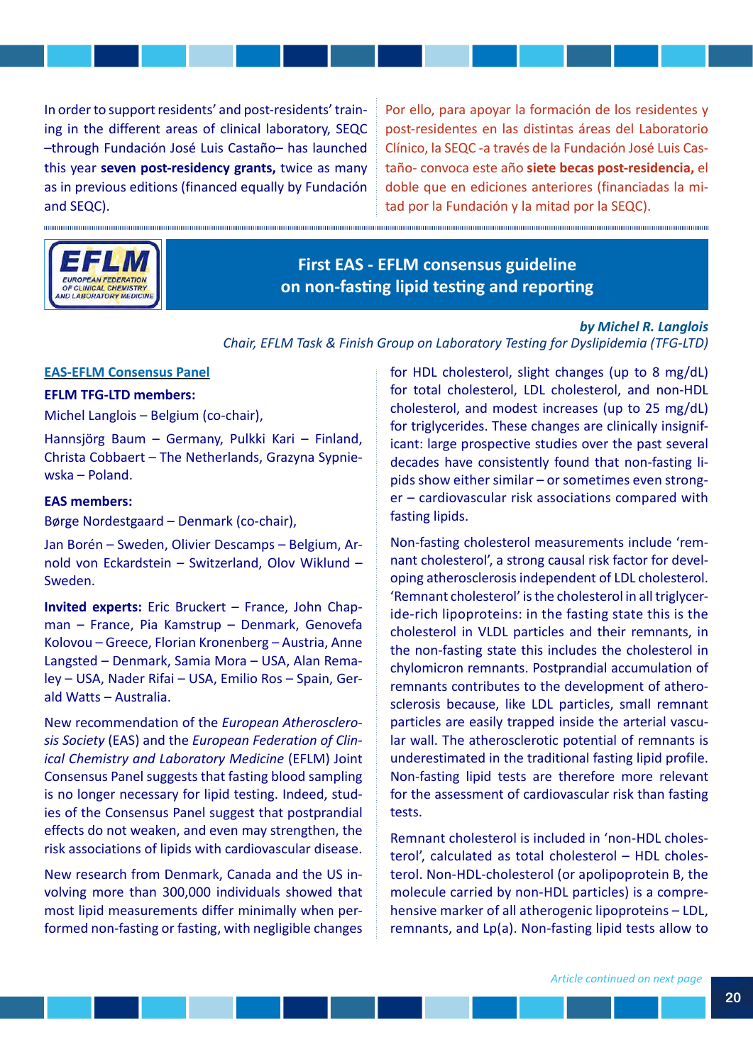In order to support residents' and post-residents' training in the different areas of clinical laboratory, SEQC –through Fundación José Luis Castaño– has launched this year **seven post-residency grants,** twice as many as in previous editions (financed equally by Fundación and SEQC).

Por ello, para apoyar la formación de los residentes y post-residentes en las distintas áreas del Laboratorio Clínico, la SEQC -a través de la Fundación José Luis Castaño- convoca este año **siete becas post-residencia,** el doble que en ediciones anteriores (financiadas la mitad por la Fundación y la mitad por la SEQC).

## First EAS - EFLM consensus guideline on non-fasting lipid testing and reporting

***by Michel R. Langlois***

*Chair, EFLM Task & Finish Group on Laboratory Testing for Dyslipidemia (TFG-LTD)*

### EAS-EFLM Consensus Panel

**EFLM TFG-LTD members:**

Michel Langlois – Belgium (co-chair),

Hannsjörg Baum – Germany, Pulkki Kari – Finland, Christa Cobbaert – The Netherlands, Grazyna Sypniewska – Poland.

**EAS members:**

Børge Nordestgaard – Denmark (co-chair),

Jan Borén – Sweden, Olivier Descamps – Belgium, Arnold von Eckardstein – Switzerland, Olov Wiklund – Sweden.

**Invited experts:** Eric Bruckert – France, John Chapman – France, Pia Kamstrup – Denmark, Genovefa Kolovou – Greece, Florian Kronenberg – Austria, Anne Langsted – Denmark, Samia Mora – USA, Alan Remaley – USA, Nader Rifai – USA, Emilio Ros – Spain, Gerald Watts – Australia.

New recommendation of the *European Atherosclerosis Society* (EAS) and the *European Federation of Clinical Chemistry and Laboratory Medicine* (EFLM) Joint Consensus Panel suggests that fasting blood sampling is no longer necessary for lipid testing. Indeed, studies of the Consensus Panel suggest that postprandial effects do not weaken, and even may strengthen, the risk associations of lipids with cardiovascular disease.

New research from Denmark, Canada and the US involving more than 300,000 individuals showed that most lipid measurements differ minimally when performed non-fasting or fasting, with negligible changes for HDL cholesterol, slight changes (up to 8 mg/dL) for total cholesterol, LDL cholesterol, and non-HDL cholesterol, and modest increases (up to 25 mg/dL) for triglycerides. These changes are clinically insignificant: large prospective studies over the past several decades have consistently found that non-fasting lipids show either similar – or sometimes even stronger – cardiovascular risk associations compared with fasting lipids.

Non-fasting cholesterol measurements include 'remnant cholesterol', a strong causal risk factor for developing atherosclerosis independent of LDL cholesterol. 'Remnant cholesterol' is the cholesterol in all triglyceride-rich lipoproteins: in the fasting state this is the cholesterol in VLDL particles and their remnants, in the non-fasting state this includes the cholesterol in chylomicron remnants. Postprandial accumulation of remnants contributes to the development of atherosclerosis because, like LDL particles, small remnant particles are easily trapped inside the arterial vascular wall. The atherosclerotic potential of remnants is underestimated in the traditional fasting lipid profile. Non-fasting lipid tests are therefore more relevant for the assessment of cardiovascular risk than fasting tests.

Remnant cholesterol is included in 'non-HDL cholesterol', calculated as total cholesterol – HDL cholesterol. Non-HDL-cholesterol (or apolipoprotein B, the molecule carried by non-HDL particles) is a comprehensive marker of all atherogenic lipoproteins – LDL, remnants, and Lp(a). Non-fasting lipid tests allow to

*Article continued on next page*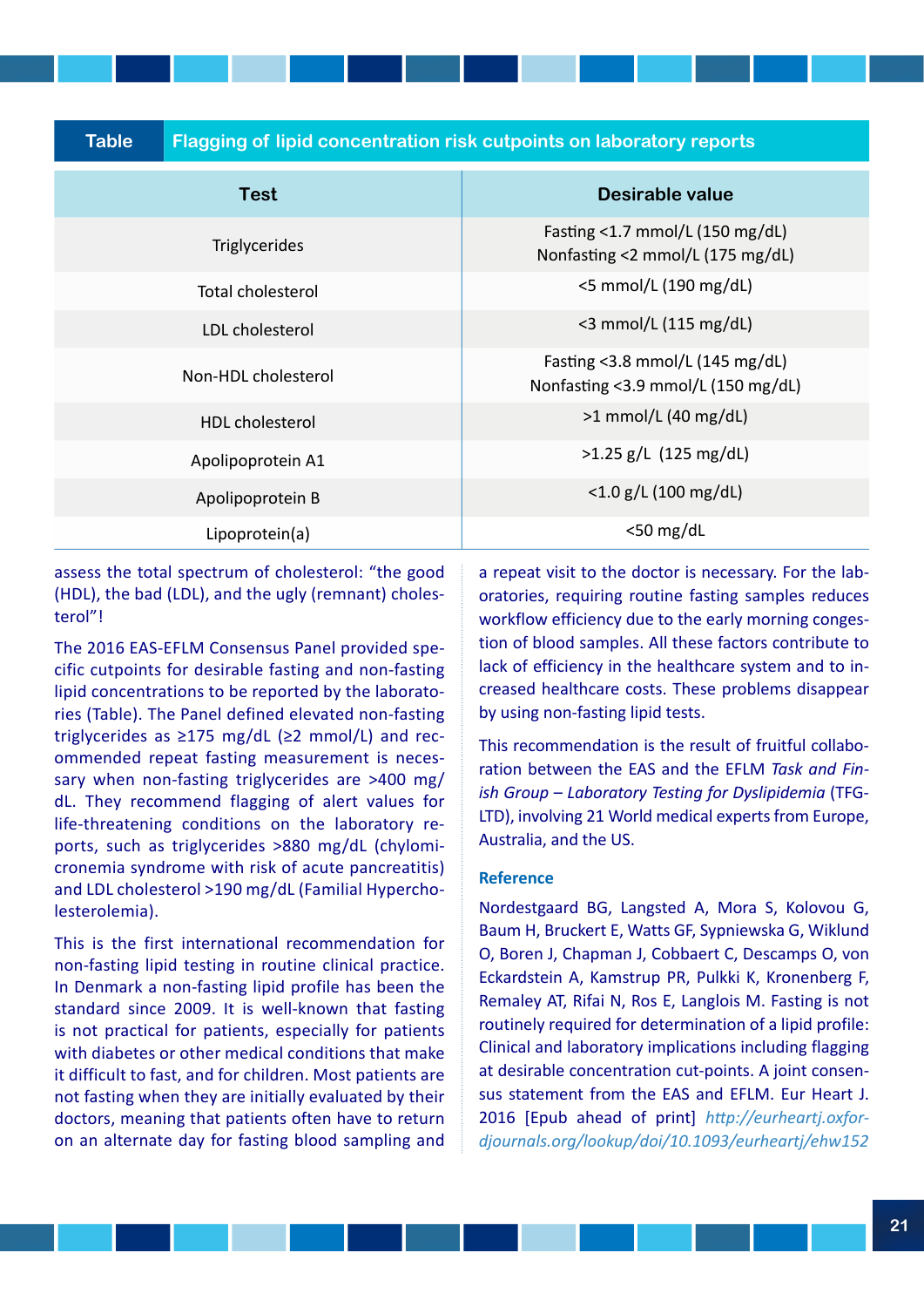**Table** Flagging of lipid concentration risk cutpoints on laboratory reports

| Test | Desirable value |
|---|---|
| Triglycerides | Fasting <1.7 mmol/L (150 mg/dL)<br>Nonfasting <2 mmol/L (175 mg/dL) |
| Total cholesterol | <5 mmol/L (190 mg/dL) |
| LDL cholesterol | <3 mmol/L (115 mg/dL) |
| Non-HDL cholesterol | Fasting <3.8 mmol/L (145 mg/dL)<br>Nonfasting <3.9 mmol/L (150 mg/dL) |
| HDL cholesterol | >1 mmol/L (40 mg/dL) |
| Apolipoprotein A1 | >1.25 g/L (125 mg/dL) |
| Apolipoprotein B | <1.0 g/L (100 mg/dL) |
| Lipoprotein(a) | <50 mg/dL |

assess the total spectrum of cholesterol: "the good (HDL), the bad (LDL), and the ugly (remnant) cholesterol"!

The 2016 EAS-EFLM Consensus Panel provided specific cutpoints for desirable fasting and non-fasting lipid concentrations to be reported by the laboratories (Table). The Panel defined elevated non-fasting triglycerides as ≥175 mg/dL (≥2 mmol/L) and recommended repeat fasting measurement is necessary when non-fasting triglycerides are >400 mg/dL. They recommend flagging of alert values for life-threatening conditions on the laboratory reports, such as triglycerides >880 mg/dL (chylomicronemia syndrome with risk of acute pancreatitis) and LDL cholesterol >190 mg/dL (Familial Hypercholesterolemia).

This is the first international recommendation for non-fasting lipid testing in routine clinical practice. In Denmark a non-fasting lipid profile has been the standard since 2009. It is well-known that fasting is not practical for patients, especially for patients with diabetes or other medical conditions that make it difficult to fast, and for children. Most patients are not fasting when they are initially evaluated by their doctors, meaning that patients often have to return on an alternate day for fasting blood sampling and a repeat visit to the doctor is necessary. For the laboratories, requiring routine fasting samples reduces workflow efficiency due to the early morning congestion of blood samples. All these factors contribute to lack of efficiency in the healthcare system and to increased healthcare costs. These problems disappear by using non-fasting lipid tests.

This recommendation is the result of fruitful collaboration between the EAS and the EFLM *Task and Finish Group – Laboratory Testing for Dyslipidemia* (TFG-LTD), involving 21 World medical experts from Europe, Australia, and the US.

### Reference

Nordestgaard BG, Langsted A, Mora S, Kolovou G, Baum H, Bruckert E, Watts GF, Sypniewska G, Wiklund O, Boren J, Chapman J, Cobbaert C, Descamps O, von Eckardstein A, Kamstrup PR, Pulkki K, Kronenberg F, Remaley AT, Rifai N, Ros E, Langlois M. Fasting is not routinely required for determination of a lipid profile: Clinical and laboratory implications including flagging at desirable concentration cut-points. A joint consensus statement from the EAS and EFLM. Eur Heart J. 2016 [Epub ahead of print] *http://eurheartj.oxfordjournals.org/lookup/doi/10.1093/eurheartj/ehw152*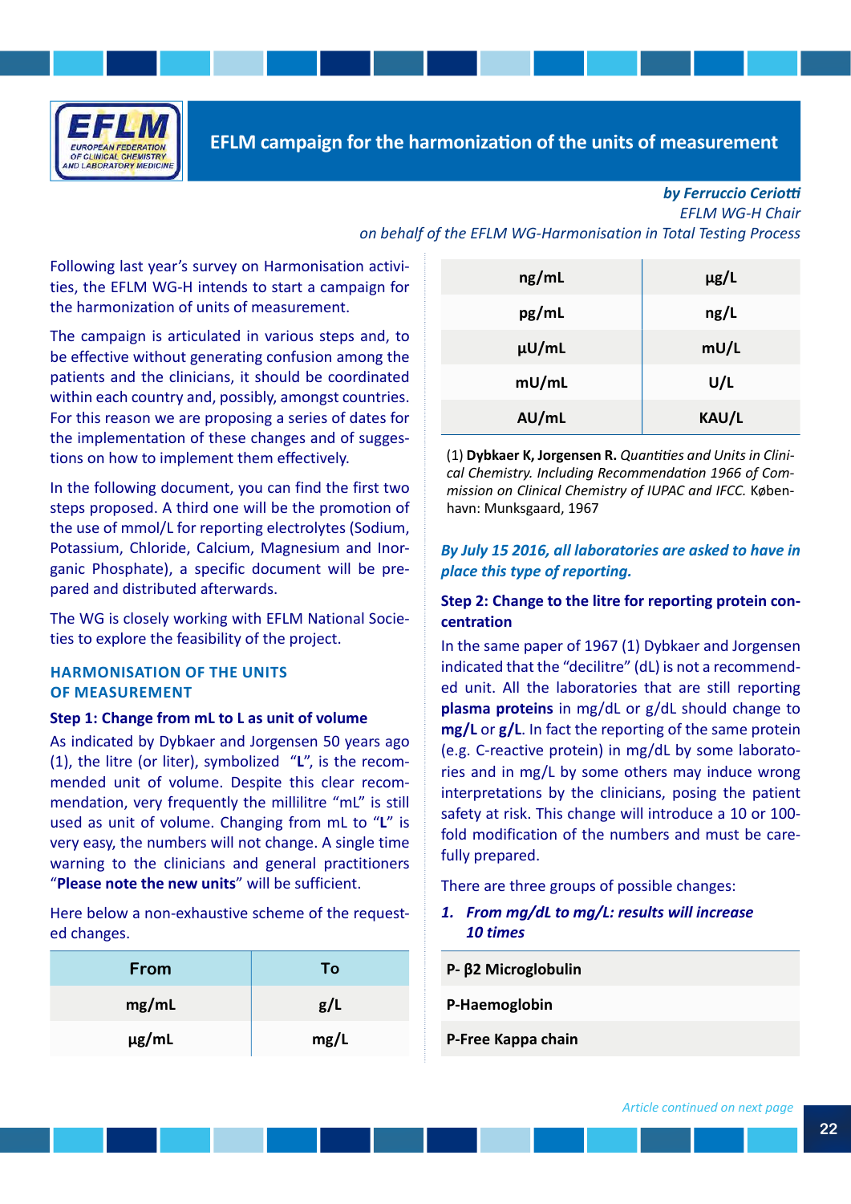# EFLM campaign for the harmonization of the units of measurement

***by Ferruccio Ceriotti***
*EFLM WG-H Chair*
*on behalf of the EFLM WG-Harmonisation in Total Testing Process*

Following last year's survey on Harmonisation activities, the EFLM WG-H intends to start a campaign for the harmonization of units of measurement.

The campaign is articulated in various steps and, to be effective without generating confusion among the patients and the clinicians, it should be coordinated within each country and, possibly, amongst countries. For this reason we are proposing a series of dates for the implementation of these changes and of suggestions on how to implement them effectively.

In the following document, you can find the first two steps proposed. A third one will be the promotion of the use of mmol/L for reporting electrolytes (Sodium, Potassium, Chloride, Calcium, Magnesium and Inorganic Phosphate), a specific document will be prepared and distributed afterwards.

The WG is closely working with EFLM National Societies to explore the feasibility of the project.

## HARMONISATION OF THE UNITS OF MEASUREMENT

### Step 1: Change from mL to L as unit of volume

As indicated by Dybkaer and Jorgensen 50 years ago (1), the litre (or liter), symbolized "**L**", is the recommended unit of volume. Despite this clear recommendation, very frequently the millilitre "mL" is still used as unit of volume. Changing from mL to "**L**" is very easy, the numbers will not change. A single time warning to the clinicians and general practitioners "**Please note the new units**" will be sufficient.

Here below a non-exhaustive scheme of the requested changes.

| From | To |
|---|---|
| mg/mL | g/L |
| µg/mL | mg/L |
| ng/mL | µg/L |
| pg/mL | ng/L |
| µU/mL | mU/L |
| mU/mL | U/L |
| AU/mL | KAU/L |

(1) **Dybkaer K, Jorgensen R.** *Quantities and Units in Clinical Chemistry. Including Recommendation 1966 of Commission on Clinical Chemistry of IUPAC and IFCC.* København: Munksgaard, 1967

***By July 15 2016, all laboratories are asked to have in place this type of reporting.***

### Step 2: Change to the litre for reporting protein concentration

In the same paper of 1967 (1) Dybkaer and Jorgensen indicated that the "decilitre" (dL) is not a recommended unit. All the laboratories that are still reporting **plasma proteins** in mg/dL or g/dL should change to **mg/L** or **g/L**. In fact the reporting of the same protein (e.g. C-reactive protein) in mg/dL by some laboratories and in mg/L by some others may induce wrong interpretations by the clinicians, posing the patient safety at risk. This change will introduce a 10 or 100-fold modification of the numbers and must be carefully prepared.

There are three groups of possible changes:

1. ***From mg/dL to mg/L: results will increase 10 times***

| |
|---|
| **P- β2 Microglobulin** |
| **P-Haemoglobin** |
| **P-Free Kappa chain** |

*Article continued on next page*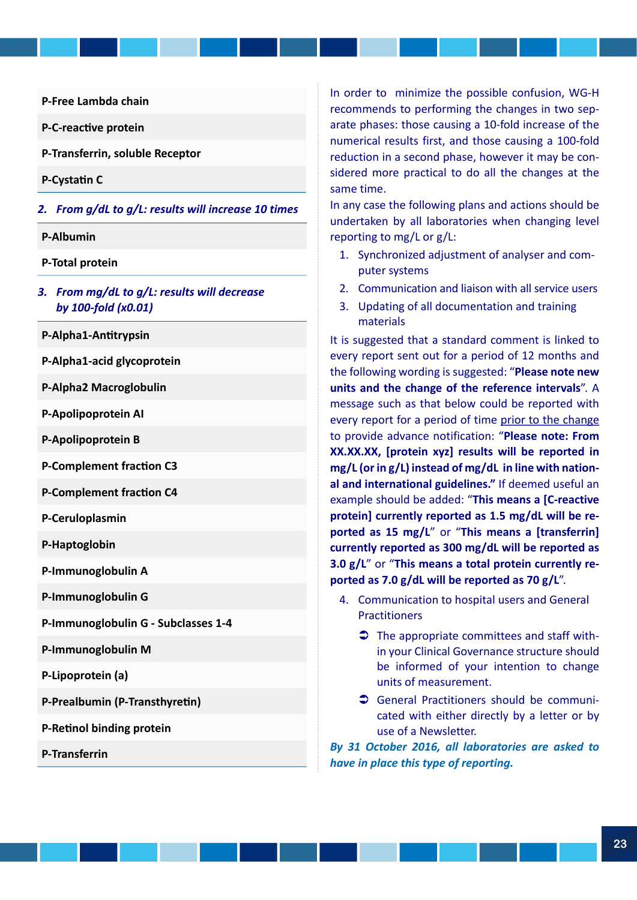| |
|---|
| P-Free Lambda chain |
| P-C-reactive protein |
| P-Transferrin, soluble Receptor |
| P-Cystatin C |

*2. From g/dL to g/L: results will increase 10 times*

| |
|---|
| P-Albumin |
| P-Total protein |

*3. From mg/dL to g/L: results will decrease by 100-fold (x0.01)*

| |
|---|
| P-Alpha1-Antitrypsin |
| P-Alpha1-acid glycoprotein |
| P-Alpha2 Macroglobulin |
| P-Apolipoprotein AI |
| P-Apolipoprotein B |
| P-Complement fraction C3 |
| P-Complement fraction C4 |
| P-Ceruloplasmin |
| P-Haptoglobin |
| P-Immunoglobulin A |
| P-Immunoglobulin G |
| P-Immunoglobulin G - Subclasses 1-4 |
| P-Immunoglobulin M |
| P-Lipoprotein (a) |
| P-Prealbumin (P-Transthyretin) |
| P-Retinol binding protein |
| P-Transferrin |

In order to minimize the possible confusion, WG-H recommends to performing the changes in two separate phases: those causing a 10-fold increase of the numerical results first, and those causing a 100-fold reduction in a second phase, however it may be considered more practical to do all the changes at the same time.

In any case the following plans and actions should be undertaken by all laboratories when changing level reporting to mg/L or g/L:

1. Synchronized adjustment of analyser and computer systems
2. Communication and liaison with all service users
3. Updating of all documentation and training materials

It is suggested that a standard comment is linked to every report sent out for a period of 12 months and the following wording is suggested: "**Please note new units and the change of the reference intervals**". A message such as that below could be reported with every report for a period of time prior to the change to provide advance notification: "**Please note: From XX.XX.XX, [protein xyz] results will be reported in mg/L (or in g/L) instead of mg/dL in line with national and international guidelines.**" If deemed useful an example should be added: "**This means a [C-reactive protein] currently reported as 1.5 mg/dL will be reported as 15 mg/L**" or "**This means a [transferrin] currently reported as 300 mg/dL will be reported as 3.0 g/L**" or "**This means a total protein currently reported as 7.0 g/dL will be reported as 70 g/L**".

4. Communication to hospital users and General Practitioners
   - The appropriate committees and staff within your Clinical Governance structure should be informed of your intention to change units of measurement.
   - General Practitioners should be communicated with either directly by a letter or by use of a Newsletter.

*By 31 October 2016, all laboratories are asked to have in place this type of reporting.*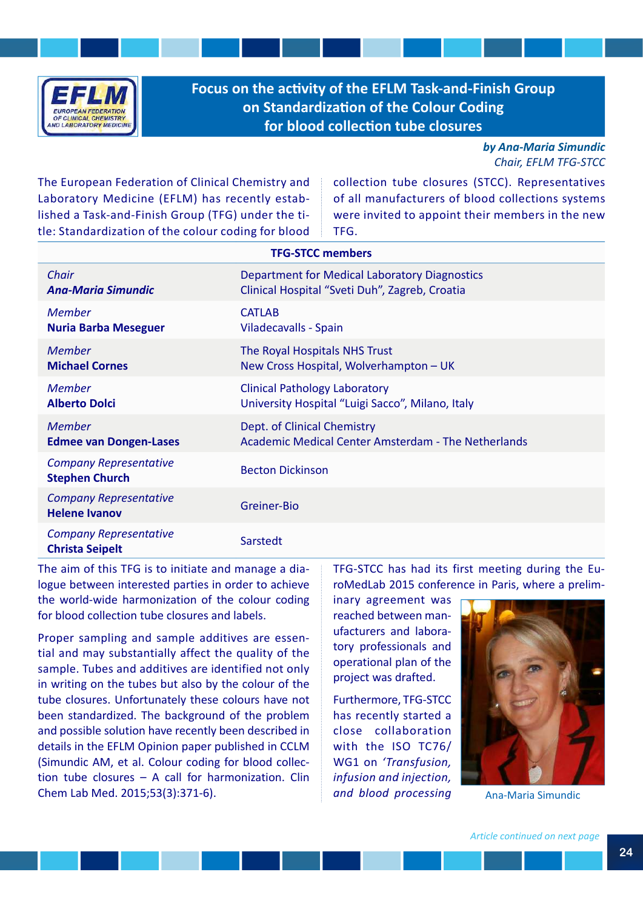# Focus on the activity of the EFLM Task-and-Finish Group on Standardization of the Colour Coding for blood collection tube closures

***by Ana-Maria Simundic***
*Chair, EFLM TFG-STCC*

The European Federation of Clinical Chemistry and Laboratory Medicine (EFLM) has recently established a Task-and-Finish Group (TFG) under the title: Standardization of the colour coding for blood collection tube closures (STCC). Representatives of all manufacturers of blood collections systems were invited to appoint their members in the new TFG.

**TFG-STCC members**

| | |
|---|---|
| *Chair* ***Ana-Maria Simundic*** | Department for Medical Laboratory Diagnostics, Clinical Hospital "Sveti Duh", Zagreb, Croatia |
| *Member* **Nuria Barba Meseguer** | CATLAB, Viladecavalls - Spain |
| *Member* **Michael Cornes** | The Royal Hospitals NHS Trust, New Cross Hospital, Wolverhampton – UK |
| *Member* **Alberto Dolci** | Clinical Pathology Laboratory, University Hospital "Luigi Sacco", Milano, Italy |
| *Member* **Edmee van Dongen-Lases** | Dept. of Clinical Chemistry, Academic Medical Center Amsterdam - The Netherlands |
| *Company Representative* **Stephen Church** | Becton Dickinson |
| *Company Representative* **Helene Ivanov** | Greiner-Bio |
| *Company Representative* **Christa Seipelt** | Sarstedt |

The aim of this TFG is to initiate and manage a dialogue between interested parties in order to achieve the world-wide harmonization of the colour coding for blood collection tube closures and labels.

Proper sampling and sample additives are essential and may substantially affect the quality of the sample. Tubes and additives are identified not only in writing on the tubes but also by the colour of the tube closures. Unfortunately these colours have not been standardized. The background of the problem and possible solution have recently been described in details in the EFLM Opinion paper published in CCLM (Simundic AM, et al. Colour coding for blood collection tube closures – A call for harmonization. Clin Chem Lab Med. 2015;53(3):371-6).

TFG-STCC has had its first meeting during the EuroMedLab 2015 conference in Paris, where a preliminary agreement was reached between manufacturers and laboratory professionals and operational plan of the project was drafted.

Furthermore, TFG-STCC has recently started a close collaboration with the ISO TC76/WG1 on *'Transfusion, infusion and injection, and blood processing*

Ana-Maria Simundic

*Article continued on next page*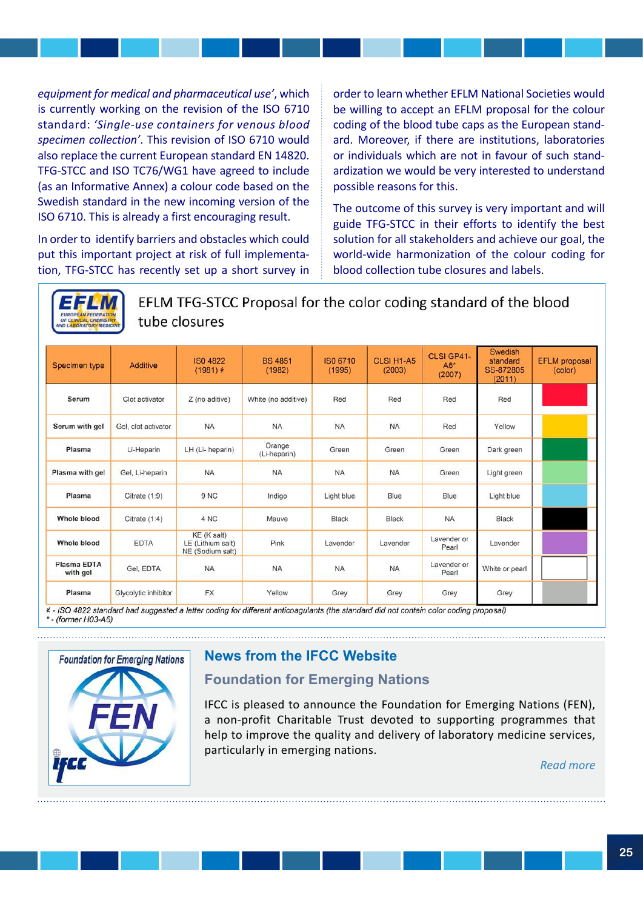*equipment for medical and pharmaceutical use'*, which is currently working on the revision of the ISO 6710 standard: *'Single-use containers for venous blood specimen collection'*. This revision of ISO 6710 would also replace the current European standard EN 14820. TFG-STCC and ISO TC76/WG1 have agreed to include (as an Informative Annex) a colour code based on the Swedish standard in the new incoming version of the ISO 6710. This is already a first encouraging result.

In order to identify barriers and obstacles which could put this important project at risk of full implementation, TFG-STCC has recently set up a short survey in order to learn whether EFLM National Societies would be willing to accept an EFLM proposal for the colour coding of the blood tube caps as the European standard. Moreover, if there are institutions, laboratories or individuals which are not in favour of such standardization we would be very interested to understand possible reasons for this.

The outcome of this survey is very important and will guide TFG-STCC in their efforts to identify the best solution for all stakeholders and achieve our goal, the world-wide harmonization of the colour coding for blood collection tube closures and labels.

## EFLM TFG-STCC Proposal for the color coding standard of the blood tube closures

| Specimen type | Additive | ISO 4822 (1981) ≠ | BS 4851 (1982) | ISO 6710 (1995) | CLSI H1-A5 (2003) | CLSI GP41-A6* (2007) | Swedish standard SS-872805 (2011) | EFLM proposal (color) |
|---|---|---|---|---|---|---|---|---|
| **Serum** | Clot activator | Z (no aditive) | White (no additive) | Red | Red | Red | Red | |
| **Serum with gel** | Gel, clot activator | NA | NA | NA | NA | Red | Yellow | |
| **Plasma** | Li-Heparin | LH (Li- heparin) | Orange (Li-heparin) | Green | Green | Green | Dark green | |
| **Plasma with gel** | Gel, Li-heparin | NA | NA | NA | NA | Green | Light green | |
| **Plasma** | Citrate (1:9) | 9 NC | Indigo | Light blue | Blue | Blue | Light blue | |
| **Whole blood** | Citrate (1:4) | 4 NC | Mauve | Black | Black | NA | Black | |
| **Whole blood** | EDTA | KE (K salt) LE (Lithium salt) NE (Sodium salt) | Pink | Lavender | Lavender | Lavender or Pearl | Lavender | |
| **Plasma EDTA with gel** | Gel, EDTA | NA | NA | NA | NA | Lavender or Pearl | White or pearl | |
| **Plasma** | Glycolytic inhibitor | FX | Yellow | Grey | Grey | Grey | Grey | |

*≠ - ISO 4822 standard had suggested a letter coding for different anticoagulants (the standard did not contain color coding proposal)*
*\* - (former H03-A6)*

## News from the IFCC Website

### Foundation for Emerging Nations

IFCC is pleased to announce the Foundation for Emerging Nations (FEN), a non-profit Charitable Trust devoted to supporting programmes that help to improve the quality and delivery of laboratory medicine services, particularly in emerging nations.

*Read more*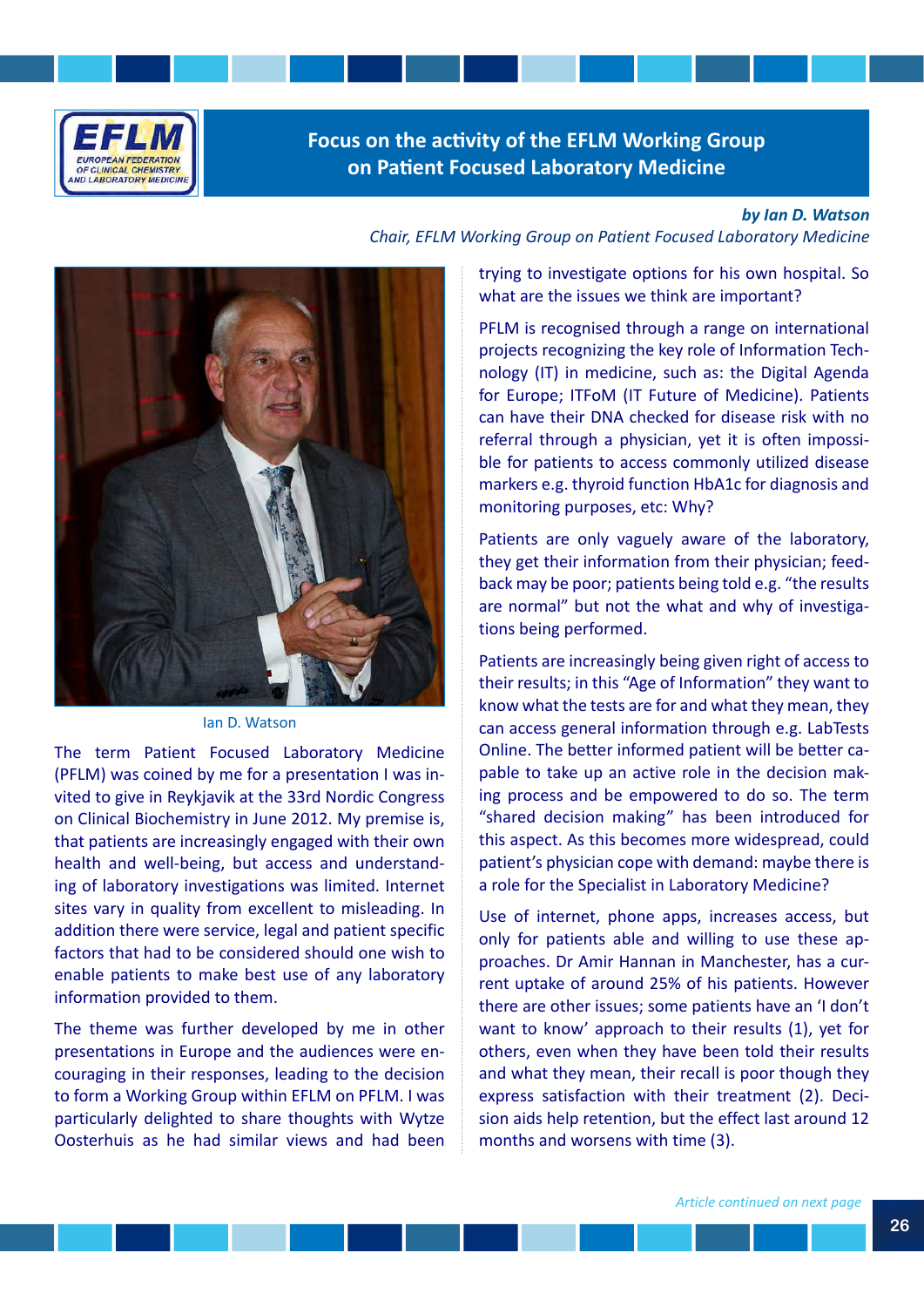# Focus on the activity of the EFLM Working Group on Patient Focused Laboratory Medicine

***by Ian D. Watson***
*Chair, EFLM Working Group on Patient Focused Laboratory Medicine*

Ian D. Watson

The term Patient Focused Laboratory Medicine (PFLM) was coined by me for a presentation I was invited to give in Reykjavik at the 33rd Nordic Congress on Clinical Biochemistry in June 2012. My premise is, that patients are increasingly engaged with their own health and well-being, but access and understanding of laboratory investigations was limited. Internet sites vary in quality from excellent to misleading. In addition there were service, legal and patient specific factors that had to be considered should one wish to enable patients to make best use of any laboratory information provided to them.

The theme was further developed by me in other presentations in Europe and the audiences were encouraging in their responses, leading to the decision to form a Working Group within EFLM on PFLM. I was particularly delighted to share thoughts with Wytze Oosterhuis as he had similar views and had been trying to investigate options for his own hospital. So what are the issues we think are important?

PFLM is recognised through a range on international projects recognizing the key role of Information Technology (IT) in medicine, such as: the Digital Agenda for Europe; ITFoM (IT Future of Medicine). Patients can have their DNA checked for disease risk with no referral through a physician, yet it is often impossible for patients to access commonly utilized disease markers e.g. thyroid function HbA1c for diagnosis and monitoring purposes, etc: Why?

Patients are only vaguely aware of the laboratory, they get their information from their physician; feedback may be poor; patients being told e.g. "the results are normal" but not the what and why of investigations being performed.

Patients are increasingly being given right of access to their results; in this "Age of Information" they want to know what the tests are for and what they mean, they can access general information through e.g. LabTests Online. The better informed patient will be better capable to take up an active role in the decision making process and be empowered to do so. The term "shared decision making" has been introduced for this aspect. As this becomes more widespread, could patient's physician cope with demand: maybe there is a role for the Specialist in Laboratory Medicine?

Use of internet, phone apps, increases access, but only for patients able and willing to use these approaches. Dr Amir Hannan in Manchester, has a current uptake of around 25% of his patients. However there are other issues; some patients have an 'I don't want to know' approach to their results (1), yet for others, even when they have been told their results and what they mean, their recall is poor though they express satisfaction with their treatment (2). Decision aids help retention, but the effect last around 12 months and worsens with time (3).

*Article continued on next page*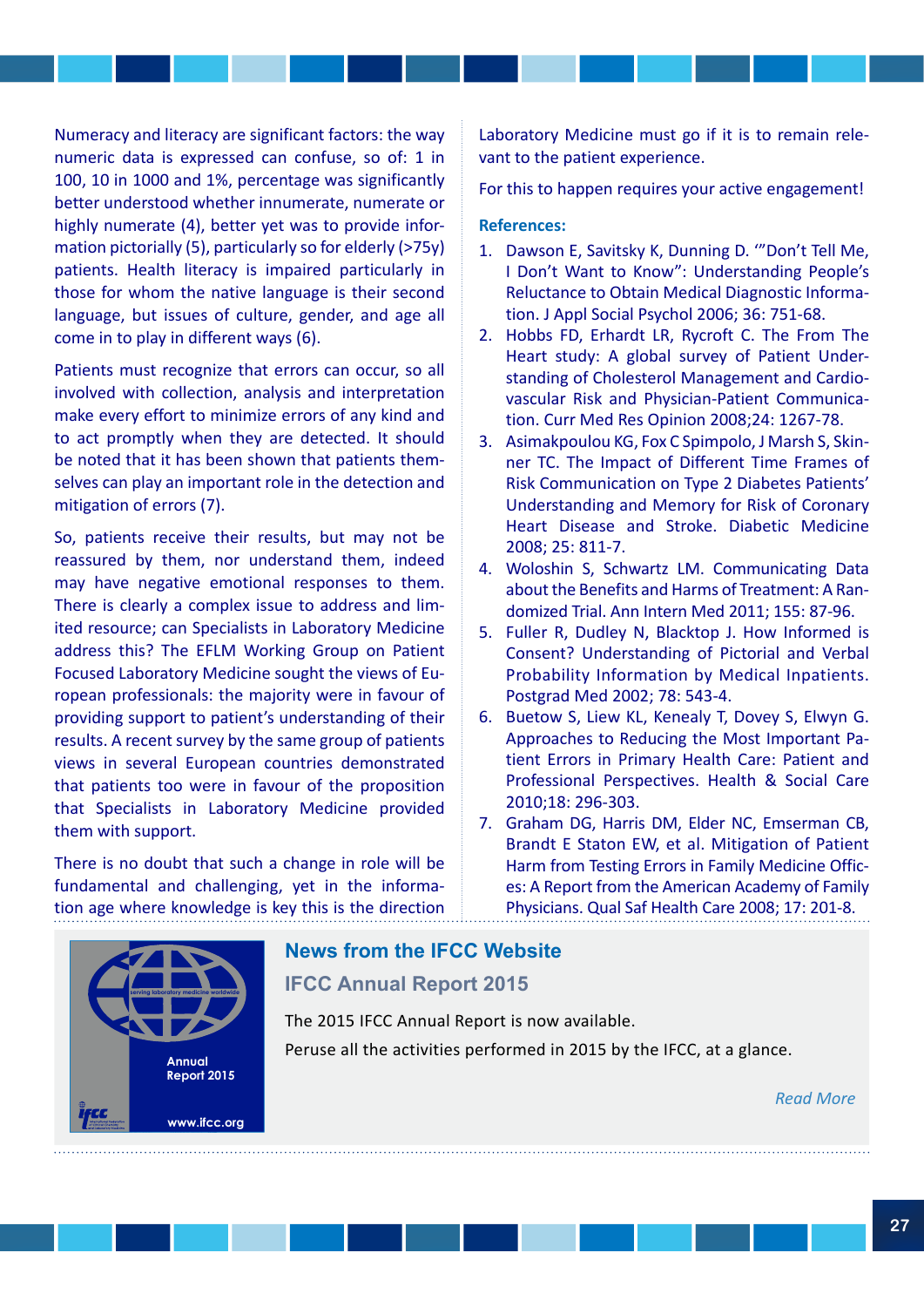Numeracy and literacy are significant factors: the way numeric data is expressed can confuse, so of: 1 in 100, 10 in 1000 and 1%, percentage was significantly better understood whether innumerate, numerate or highly numerate (4), better yet was to provide information pictorially (5), particularly so for elderly (>75y) patients. Health literacy is impaired particularly in those for whom the native language is their second language, but issues of culture, gender, and age all come in to play in different ways (6).

Patients must recognize that errors can occur, so all involved with collection, analysis and interpretation make every effort to minimize errors of any kind and to act promptly when they are detected. It should be noted that it has been shown that patients themselves can play an important role in the detection and mitigation of errors (7).

So, patients receive their results, but may not be reassured by them, nor understand them, indeed may have negative emotional responses to them. There is clearly a complex issue to address and limited resource; can Specialists in Laboratory Medicine address this? The EFLM Working Group on Patient Focused Laboratory Medicine sought the views of European professionals: the majority were in favour of providing support to patient's understanding of their results. A recent survey by the same group of patients views in several European countries demonstrated that patients too were in favour of the proposition that Specialists in Laboratory Medicine provided them with support.

There is no doubt that such a change in role will be fundamental and challenging, yet in the information age where knowledge is key this is the direction Laboratory Medicine must go if it is to remain relevant to the patient experience.

For this to happen requires your active engagement!

**References:**

1. Dawson E, Savitsky K, Dunning D. '"Don't Tell Me, I Don't Want to Know": Understanding People's Reluctance to Obtain Medical Diagnostic Information. J Appl Social Psychol 2006; 36: 751-68.
2. Hobbs FD, Erhardt LR, Rycroft C. The From The Heart study: A global survey of Patient Understanding of Cholesterol Management and Cardiovascular Risk and Physician-Patient Communication. Curr Med Res Opinion 2008;24: 1267-78.
3. Asimakpoulou KG, Fox C Spimpolo, J Marsh S, Skinner TC. The Impact of Different Time Frames of Risk Communication on Type 2 Diabetes Patients' Understanding and Memory for Risk of Coronary Heart Disease and Stroke. Diabetic Medicine 2008; 25: 811-7.
4. Woloshin S, Schwartz LM. Communicating Data about the Benefits and Harms of Treatment: A Randomized Trial. Ann Intern Med 2011; 155: 87-96.
5. Fuller R, Dudley N, Blacktop J. How Informed is Consent? Understanding of Pictorial and Verbal Probability Information by Medical Inpatients. Postgrad Med 2002; 78: 543-4.
6. Buetow S, Liew KL, Kenealy T, Dovey S, Elwyn G. Approaches to Reducing the Most Important Patient Errors in Primary Health Care: Patient and Professional Perspectives. Health & Social Care 2010;18: 296-303.
7. Graham DG, Harris DM, Elder NC, Emserman CB, Brandt E Staton EW, et al. Mitigation of Patient Harm from Testing Errors in Family Medicine Offices: A Report from the American Academy of Family Physicians. Qual Saf Health Care 2008; 17: 201-8.

## News from the IFCC Website

### IFCC Annual Report 2015

The 2015 IFCC Annual Report is now available.

Peruse all the activities performed in 2015 by the IFCC, at a glance.

*Read More*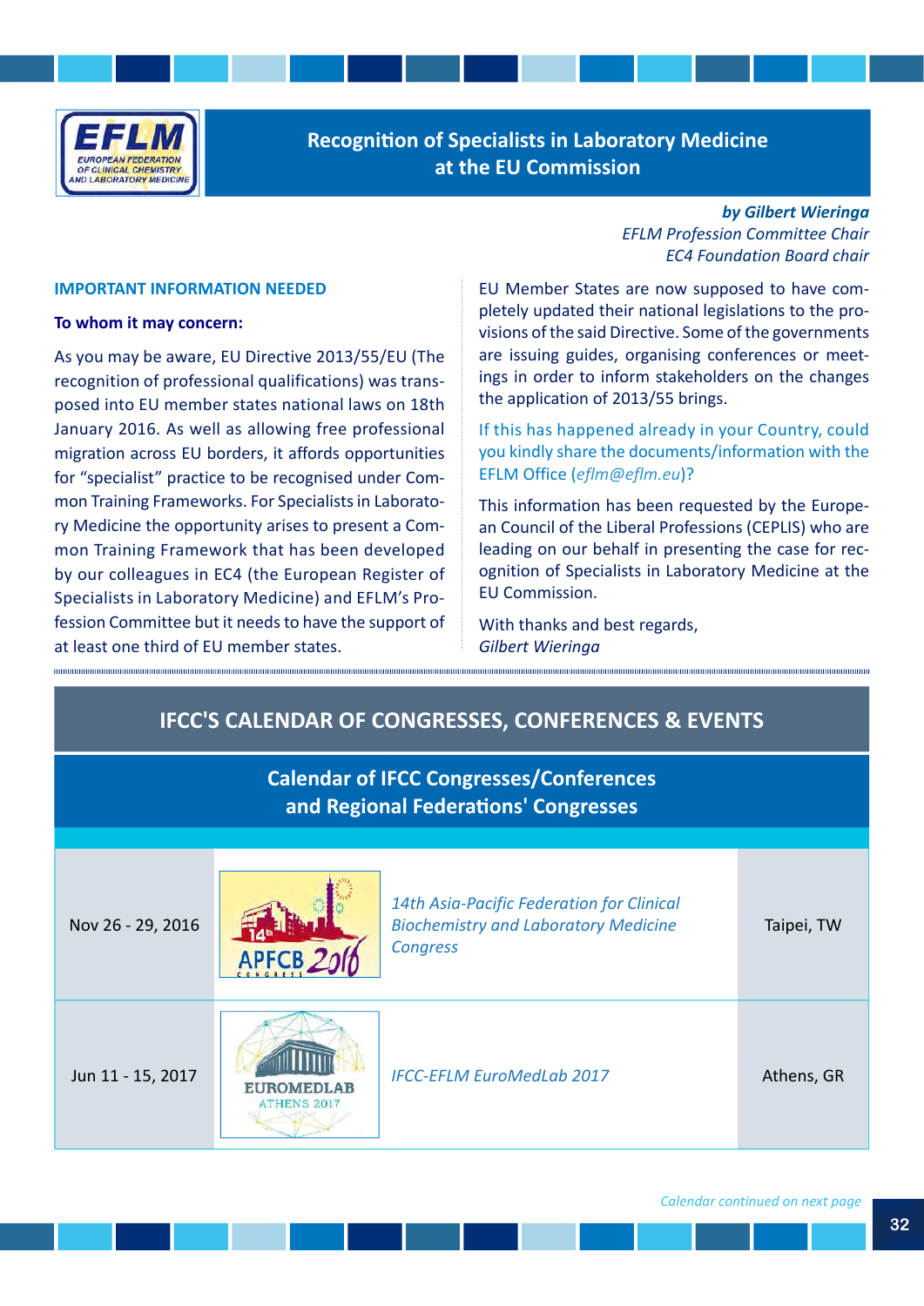# Recognition of Specialists in Laboratory Medicine at the EU Commission

***by Gilbert Wieringa***
*EFLM Profession Committee Chair*
*EC4 Foundation Board chair*

**IMPORTANT INFORMATION NEEDED**

**To whom it may concern:**

As you may be aware, EU Directive 2013/55/EU (The recognition of professional qualifications) was transposed into EU member states national laws on 18th January 2016. As well as allowing free professional migration across EU borders, it affords opportunities for "specialist" practice to be recognised under Common Training Frameworks. For Specialists in Laboratory Medicine the opportunity arises to present a Common Training Framework that has been developed by our colleagues in EC4 (the European Register of Specialists in Laboratory Medicine) and EFLM's Profession Committee but it needs to have the support of at least one third of EU member states.

EU Member States are now supposed to have completely updated their national legislations to the provisions of the said Directive. Some of the governments are issuing guides, organising conferences or meetings in order to inform stakeholders on the changes the application of 2013/55 brings.

If this has happened already in your Country, could you kindly share the documents/information with the EFLM Office (*eflm@eflm.eu*)?

This information has been requested by the European Council of the Liberal Professions (CEPLIS) who are leading on our behalf in presenting the case for recognition of Specialists in Laboratory Medicine at the EU Commission.

With thanks and best regards,
*Gilbert Wieringa*

# IFCC'S CALENDAR OF CONGRESSES, CONFERENCES & EVENTS

## Calendar of IFCC Congresses/Conferences and Regional Federations' Congresses

| | | |
|---|---|---|
| Nov 26 - 29, 2016 | *14th Asia-Pacific Federation for Clinical Biochemistry and Laboratory Medicine Congress* | Taipei, TW |
| Jun 11 - 15, 2017 | *IFCC-EFLM EuroMedLab 2017* | Athens, GR |

*Calendar continued on next page*